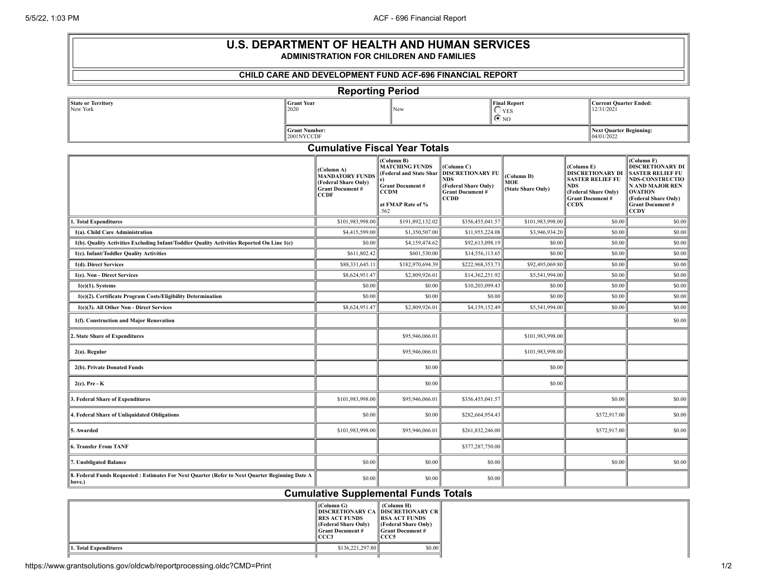# U.S. DEPARTMENT OF HEALTH AND HUMAN SERVICES

## ADMINISTRATION FOR CHILDREN AND FAMILIES

### CHILD CARE AND DEVELOPMENT FUND ACF-696 FINANCIAL REPORT

## Reporting Period

| State or Territory | Grant Year | | Final Report | Current Quarter Ended: |
|---|---|---|---|---|
| New York | 2020 | New | ◯ YES ◉ NO | 12/31/2021 |
| | Grant Number: 2001NYCCDF | | | Next Quarter Beginning: 04/01/2022 |

## Cumulative Fiscal Year Totals

| | (Column A) MANDATORY FUNDS (Federal Share Only) Grant Document # CCDF | (Column B) MATCHING FUNDS (Federal and State Share) Grant Document # CCDM at FMAP Rate of % .562 | (Column C) DISCRETIONARY FUNDS (Federal Share Only) Grant Document # CCDD | (Column D) MOE (State Share Only) | (Column E) DISCRETIONARY DISASTER RELIEF FUNDS (Federal Share Only) Grant Document # CCDX | (Column F) DISCRETIONARY DISASTER RELIEF FUNDS-CONSTRUCTION AND MAJOR RENOVATION (Federal Share Only) Grant Document # CCDY |
|---|---|---|---|---|---|---|
| **1. Total Expenditures** | $101,983,998.00 | $191,892,132.02 | $356,455,041.57 | $101,983,998.00 | $0.00 | $0.00 |
| **1(a). Child Care Administration** | $4,415,599.00 | $1,350,507.00 | $11,955,224.08 | $3,946,934.20 | $0.00 | $0.00 |
| **1(b). Quality Activities Excluding Infant/Toddler Quality Activities Reported On Line 1(c)** | $0.00 | $4,159,474.62 | $92,613,098.19 | $0.00 | $0.00 | $0.00 |
| **1(c). Infant/Toddler Quality Activities** | $611,802.42 | $601,530.00 | $14,556,113.65 | $0.00 | $0.00 | $0.00 |
| **1(d). Direct Services** | $88,331,645.11 | $182,970,694.39 | $222,968,353.73 | $92,495,069.80 | $0.00 | $0.00 |
| **1(e). Non - Direct Services** | $8,624,951.47 | $2,809,926.01 | $14,362,251.92 | $5,541,994.00 | $0.00 | $0.00 |
| **1(e)(1). Systems** | $0.00 | $0.00 | $10,203,099.43 | $0.00 | $0.00 | $0.00 |
| **1(e)(2). Certificate Program Costs/Eligibility Determination** | $0.00 | $0.00 | $0.00 | $0.00 | $0.00 | $0.00 |
| **1(e)(3). All Other Non - Direct Services** | $8,624,951.47 | $2,809,926.01 | $4,159,152.49 | $5,541,994.00 | $0.00 | $0.00 |
| **1(f). Construction and Major Renovation** | | | | | | $0.00 |
| **2. State Share of Expenditures** | | $95,946,066.01 | | $101,983,998.00 | | |
| **2(a). Regular** | | $95,946,066.01 | | $101,983,998.00 | | |
| **2(b). Private Donated Funds** | | $0.00 | | $0.00 | | |
| **2(c). Pre - K** | | $0.00 | | $0.00 | | |
| **3. Federal Share of Expenditures** | $101,983,998.00 | $95,946,066.01 | $356,455,041.57 | | $0.00 | $0.00 |
| **4. Federal Share of Unliquidated Obligations** | $0.00 | $0.00 | $282,664,954.43 | | $572,917.00 | $0.00 |
| **5. Awarded** | $101,983,998.00 | $95,946,066.01 | $261,832,246.00 | | $572,917.00 | $0.00 |
| **6. Transfer From TANF** | | | $377,287,750.00 | | | |
| **7. Unobligated Balance** | $0.00 | $0.00 | $0.00 | | $0.00 | $0.00 |
| **8. Federal Funds Requested : Estimates For Next Quarter (Refer to Next Quarter Beginning Date Above.)** | $0.00 | $0.00 | $0.00 | | | |

## Cumulative Supplemental Funds Totals

| | (Column G) DISCRETIONARY CARES ACT FUNDS (Federal Share Only) Grant Document # CCC3 | (Column H) DISCRETIONARY CRRSA ACT FUNDS (Federal Share Only) Grant Document # CCC5 |
|---|---|---|
| **1. Total Expenditures** | $136,221,297.80 | $0.00 |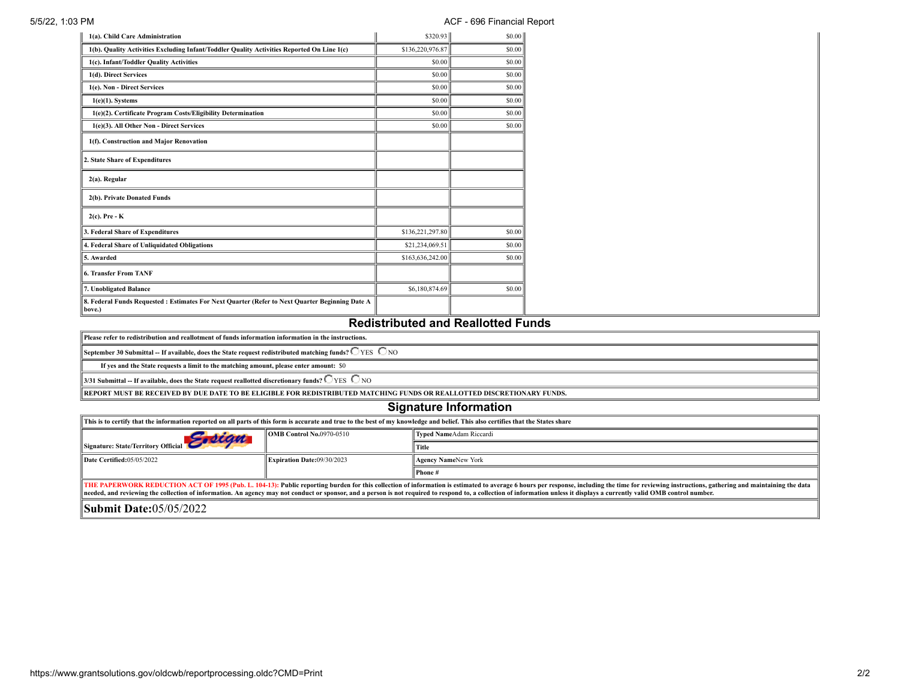| | | |
|---|---|---|
| **1(a). Child Care Administration** | $320.93 | $0.00 |
| **1(b). Quality Activities Excluding Infant/Toddler Quality Activities Reported On Line 1(c)** | $136,220,976.87 | $0.00 |
| **1(c). Infant/Toddler Quality Activities** | $0.00 | $0.00 |
| **1(d). Direct Services** | $0.00 | $0.00 |
| **1(e). Non - Direct Services** | $0.00 | $0.00 |
| **1(e)(1). Systems** | $0.00 | $0.00 |
| **1(e)(2). Certificate Program Costs/Eligibility Determination** | $0.00 | $0.00 |
| **1(e)(3). All Other Non - Direct Services** | $0.00 | $0.00 |
| **1(f). Construction and Major Renovation** | | |
| **2. State Share of Expenditures** | | |
| **2(a). Regular** | | |
| **2(b). Private Donated Funds** | | |
| **2(c). Pre - K** | | |
| **3. Federal Share of Expenditures** | $136,221,297.80 | $0.00 |
| **4. Federal Share of Unliquidated Obligations** | $21,234,069.51 | $0.00 |
| **5. Awarded** | $163,636,242.00 | $0.00 |
| **6. Transfer From TANF** | | |
| **7. Unobligated Balance** | $6,180,874.69 | $0.00 |
| **8. Federal Funds Requested : Estimates For Next Quarter (Refer to Next Quarter Beginning Date Above.)** | | |

## Redistributed and Reallotted Funds

**Please refer to redistribution and reallotment of funds information information in the instructions.**

**September 30 Submittal -- If available, does the State request redistributed matching funds?** ○ YES ○ NO

**If yes and the State requests a limit to the matching amount, please enter amount:** $0

**3/31 Submittal -- If available, does the State request reallotted discretionary funds?** ○ YES ○ NO

**REPORT MUST BE RECEIVED BY DUE DATE TO BE ELIGIBLE FOR REDISTRIBUTED MATCHING FUNDS OR REALLOTTED DISCRETIONARY FUNDS.**

## Signature Information

**This is to certify that the information reported on all parts of this form is accurate and true to the best of my knowledge and belief. This also certifies that the States share**

| | | |
|---|---|---|
| **Signature: State/Territory Official** Esign | **OMB Control No.**0970-0510 | **Typed Name**Adam Riccardi |
| | | **Title** |
| **Date Certified:**05/05/2022 | **Expiration Date:**09/30/2023 | **Agency Name**New York |
| | | **Phone #** |

**THE PAPERWORK REDUCTION ACT OF 1995 (Pub. L. 104-13): Public reporting burden for this collection of information is estimated to average 6 hours per response, including the time for reviewing instructions, gathering and maintaining the data needed, and reviewing the collection of information. An agency may not conduct or sponsor, and a person is not required to respond to, a collection of information unless it displays a currently valid OMB control number.**

**Submit Date:**05/05/2022